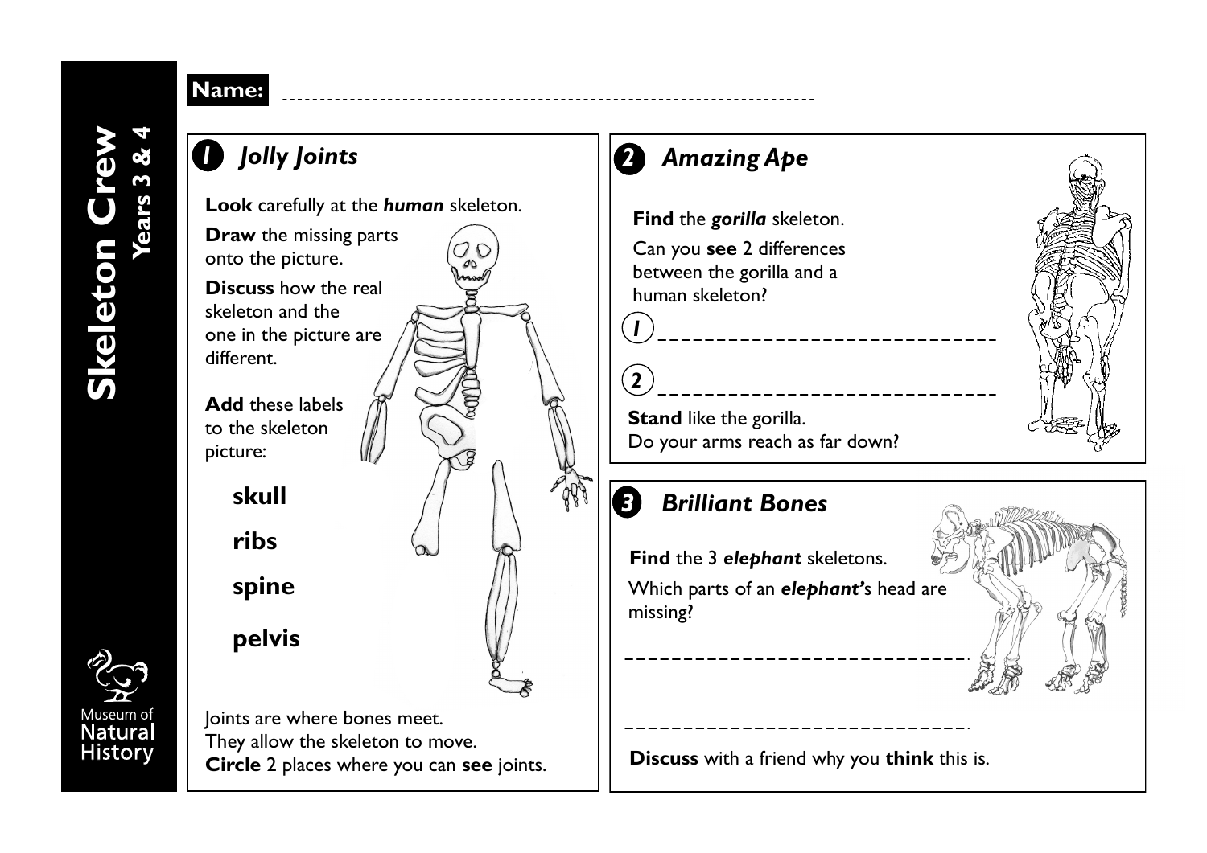# Skeleton Crew
**Years 3 & 4**

**Name:** ______________________________

## 1 *Jolly Joints*

**Look** carefully at the ***human*** skeleton.

**Draw** the missing parts onto the picture.

**Discuss** how the real skeleton and the one in the picture are different.

**Add** these labels to the skeleton picture:

**skull**

**ribs**

**spine**

**pelvis**

Joints are where bones meet.
They allow the skeleton to move.
**Circle** 2 places where you can **see** joints.

## 2 *Amazing Ape*

**Find** the ***gorilla*** skeleton.

Can you **see** 2 differences between the gorilla and a human skeleton?

1 ______________________________

2 ______________________________

**Stand** like the gorilla.
Do your arms reach as far down?

## 3 *Brilliant Bones*

**Find** the 3 ***elephant*** skeletons.

Which parts of an ***elephant'***s head are missing?

______________________________

______________________________

**Discuss** with a friend why you **think** this is.

Museum of Natural History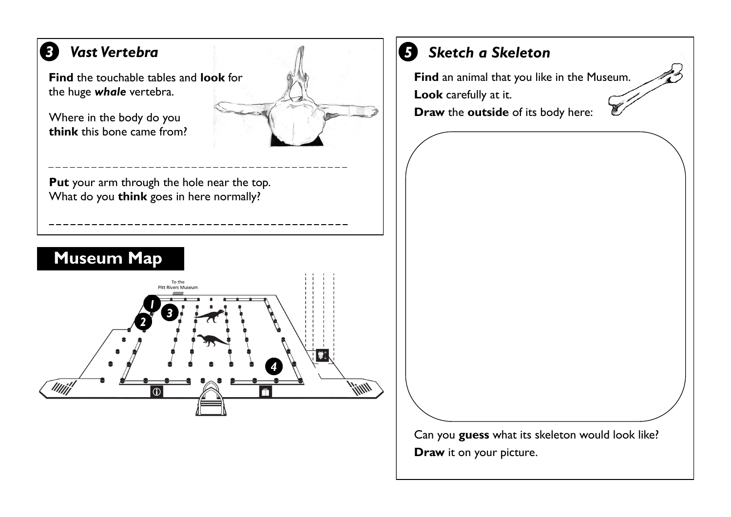## 3 *Vast Vertebra*

**Find** the touchable tables and **look** for the huge ***whale*** vertebra.

Where in the body do you **think** this bone came from?

\_ \_ \_ \_ \_ \_ \_ \_ \_ \_ \_ \_ \_ \_ \_ \_ \_ \_ \_ \_ \_ \_ \_ \_ \_ \_ \_ \_ \_ \_ \_ \_ \_ \_ \_ \_ \_ \_ \_ \_

**Put** your arm through the hole near the top.
What do you **think** goes in here normally?

\_ \_ \_ \_ \_ \_ \_ \_ \_ \_ \_ \_ \_ \_ \_ \_ \_ \_ \_ \_ \_ \_ \_ \_ \_ \_ \_ \_ \_ \_ \_ \_ \_ \_ \_ \_ \_ \_ \_ \_

## Museum Map

To the Pitt Rivers Museum

1

2

3

4

## 5 *Sketch a Skeleton*

**Find** an animal that you like in the Museum.

**Look** carefully at it.

**Draw** the **outside** of its body here:

Can you **guess** what its skeleton would look like?

**Draw** it on your picture.